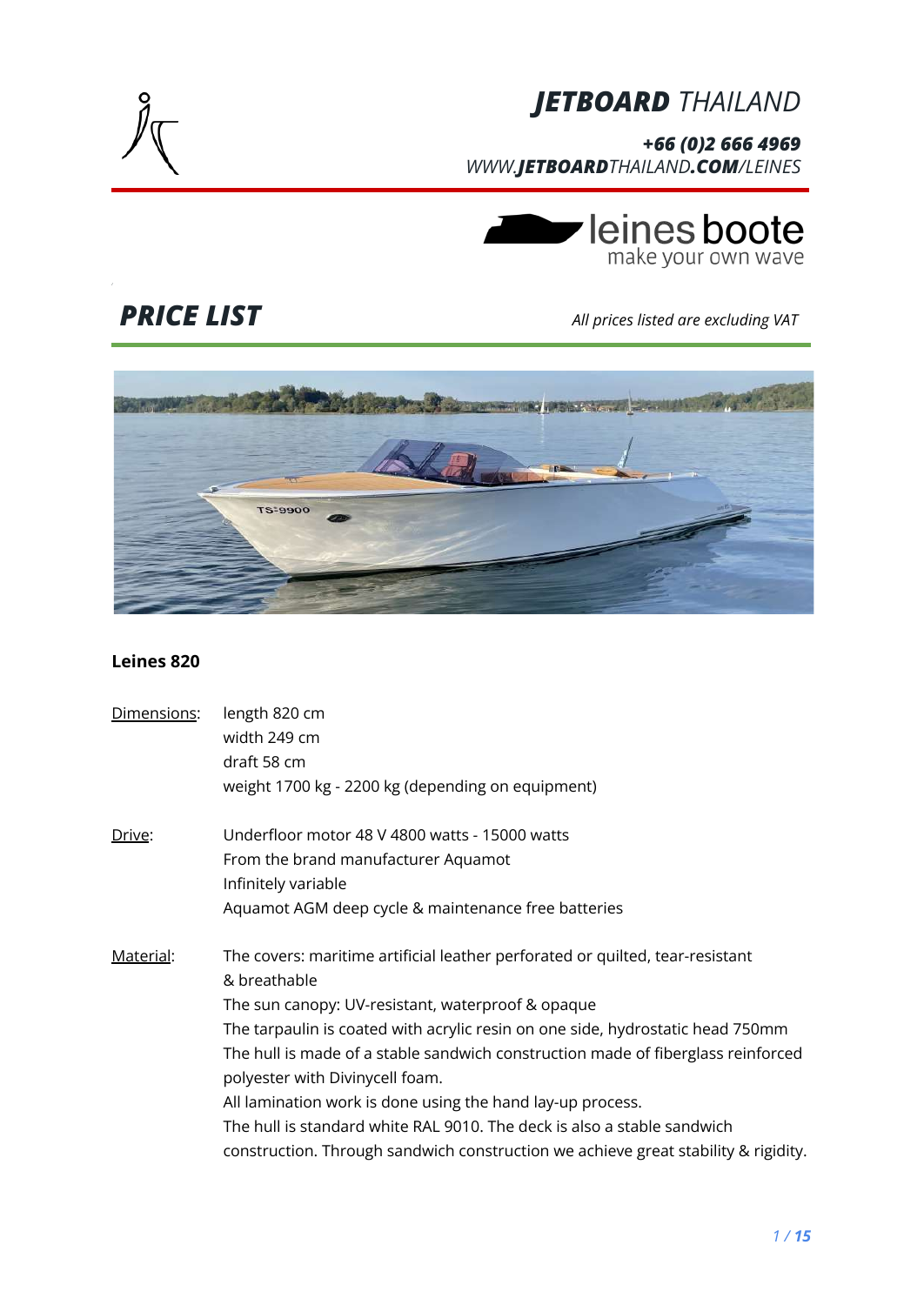# ***JETBOARD*** *THAILAND*

***+66 (0)2 666 4969***
*WWW.**JETBOARD**THAILAND**.COM**/LEINES*

leines boote
make your own wave

## ***PRICE LIST***

*All prices listed are excluding VAT*

**Leines 820**

Dimensions: length 820 cm
width 249 cm
draft 58 cm
weight 1700 kg - 2200 kg (depending on equipment)

Drive: Underfloor motor 48 V 4800 watts - 15000 watts
From the brand manufacturer Aquamot
Infinitely variable
Aquamot AGM deep cycle & maintenance free batteries

Material: The covers: maritime artificial leather perforated or quilted, tear-resistant & breathable
The sun canopy: UV-resistant, waterproof & opaque
The tarpaulin is coated with acrylic resin on one side, hydrostatic head 750mm
The hull is made of a stable sandwich construction made of fiberglass reinforced polyester with Divinycell foam.
All lamination work is done using the hand lay-up process.
The hull is standard white RAL 9010. The deck is also a stable sandwich construction. Through sandwich construction we achieve great stability & rigidity.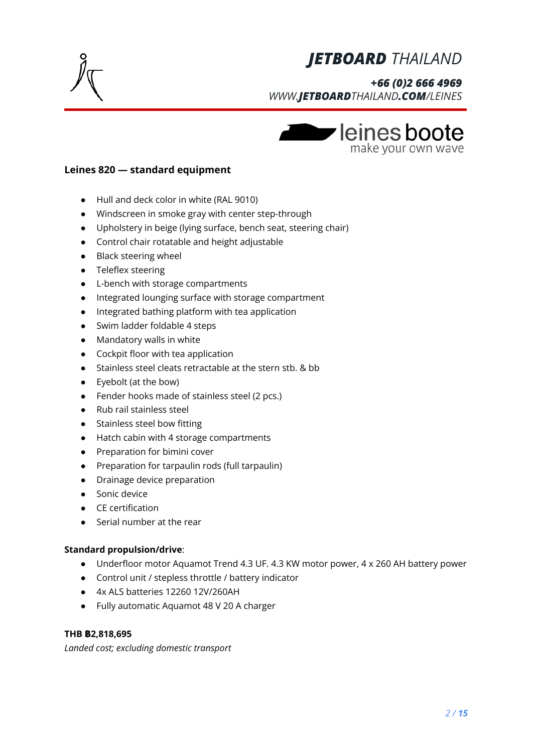**Leines 820 — standard equipment**

- Hull and deck color in white (RAL 9010)
- Windscreen in smoke gray with center step-through
- Upholstery in beige (lying surface, bench seat, steering chair)
- Control chair rotatable and height adjustable
- Black steering wheel
- Teleflex steering
- L-bench with storage compartments
- Integrated lounging surface with storage compartment
- Integrated bathing platform with tea application
- Swim ladder foldable 4 steps
- Mandatory walls in white
- Cockpit floor with tea application
- Stainless steel cleats retractable at the stern stb. & bb
- Eyebolt (at the bow)
- Fender hooks made of stainless steel (2 pcs.)
- Rub rail stainless steel
- Stainless steel bow fitting
- Hatch cabin with 4 storage compartments
- Preparation for bimini cover
- Preparation for tarpaulin rods (full tarpaulin)
- Drainage device preparation
- Sonic device
- CE certification
- Serial number at the rear

**Standard propulsion/drive**:

- Underfloor motor Aquamot Trend 4.3 UF. 4.3 KW motor power, 4 x 260 AH battery power
- Control unit / stepless throttle / battery indicator
- 4x ALS batteries 12260 12V/260AH
- Fully automatic Aquamot 48 V 20 A charger

**THB ฿2,818,695**

*Landed cost; excluding domestic transport*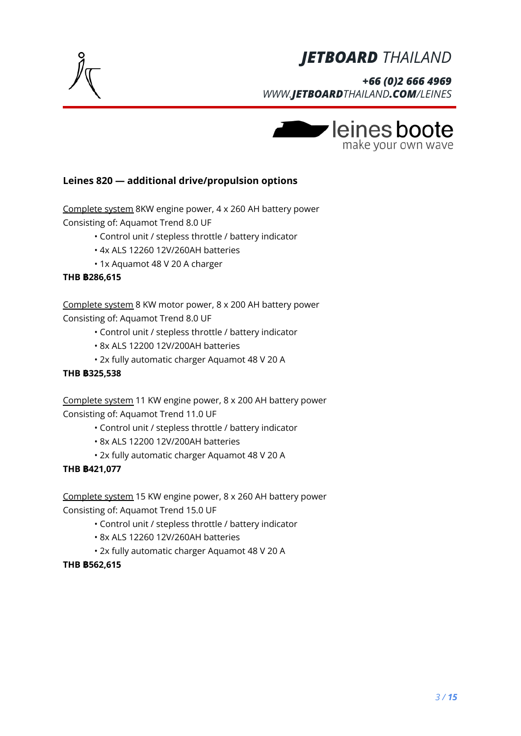## Leines 820 — additional drive/propulsion options

Complete system 8KW engine power, 4 x 260 AH battery power
Consisting of: Aquamot Trend 8.0 UF

- Control unit / stepless throttle / battery indicator
- 4x ALS 12260 12V/260AH batteries
- 1x Aquamot 48 V 20 A charger

**THB ฿286,615**

Complete system 8 KW motor power, 8 x 200 AH battery power
Consisting of: Aquamot Trend 8.0 UF

- Control unit / stepless throttle / battery indicator
- 8x ALS 12200 12V/200AH batteries
- 2x fully automatic charger Aquamot 48 V 20 A

**THB ฿325,538**

Complete system 11 KW engine power, 8 x 200 AH battery power
Consisting of: Aquamot Trend 11.0 UF

- Control unit / stepless throttle / battery indicator
- 8x ALS 12200 12V/200AH batteries
- 2x fully automatic charger Aquamot 48 V 20 A

**THB ฿421,077**

Complete system 15 KW engine power, 8 x 260 AH battery power
Consisting of: Aquamot Trend 15.0 UF

- Control unit / stepless throttle / battery indicator
- 8x ALS 12260 12V/260AH batteries
- 2x fully automatic charger Aquamot 48 V 20 A

**THB ฿562,615**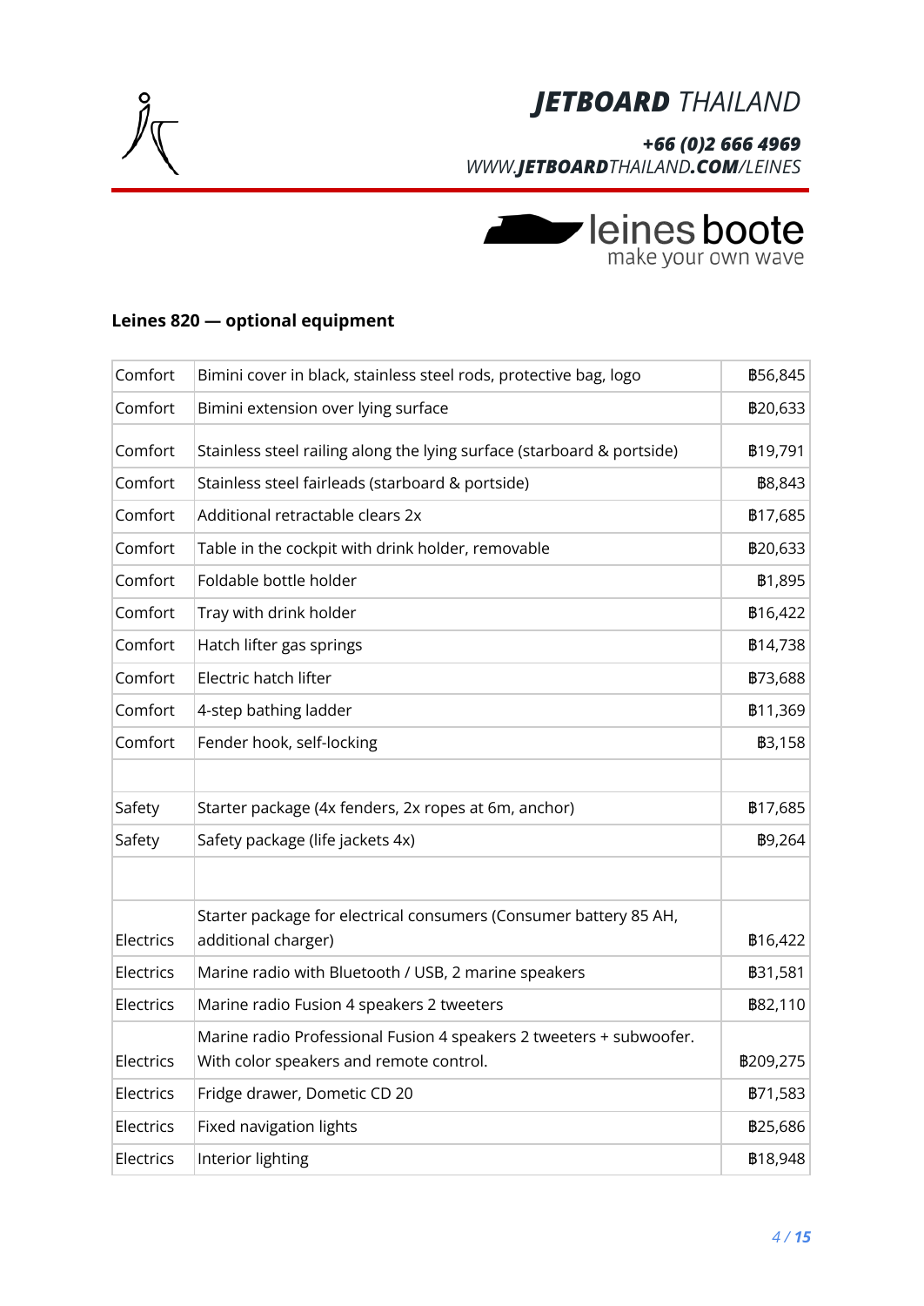## Leines 820 — optional equipment

| | | |
|---|---|---|
| Comfort | Bimini cover in black, stainless steel rods, protective bag, logo | ฿56,845 |
| Comfort | Bimini extension over lying surface | ฿20,633 |
| Comfort | Stainless steel railing along the lying surface (starboard & portside) | ฿19,791 |
| Comfort | Stainless steel fairleads (starboard & portside) | ฿8,843 |
| Comfort | Additional retractable clears 2x | ฿17,685 |
| Comfort | Table in the cockpit with drink holder, removable | ฿20,633 |
| Comfort | Foldable bottle holder | ฿1,895 |
| Comfort | Tray with drink holder | ฿16,422 |
| Comfort | Hatch lifter gas springs | ฿14,738 |
| Comfort | Electric hatch lifter | ฿73,688 |
| Comfort | 4-step bathing ladder | ฿11,369 |
| Comfort | Fender hook, self-locking | ฿3,158 |
| | | |
| Safety | Starter package (4x fenders, 2x ropes at 6m, anchor) | ฿17,685 |
| Safety | Safety package (life jackets 4x) | ฿9,264 |
| | | |
| Electrics | Starter package for electrical consumers (Consumer battery 85 AH, additional charger) | ฿16,422 |
| Electrics | Marine radio with Bluetooth / USB, 2 marine speakers | ฿31,581 |
| Electrics | Marine radio Fusion 4 speakers 2 tweeters | ฿82,110 |
| Electrics | Marine radio Professional Fusion 4 speakers 2 tweeters + subwoofer. With color speakers and remote control. | ฿209,275 |
| Electrics | Fridge drawer, Dometic CD 20 | ฿71,583 |
| Electrics | Fixed navigation lights | ฿25,686 |
| Electrics | Interior lighting | ฿18,948 |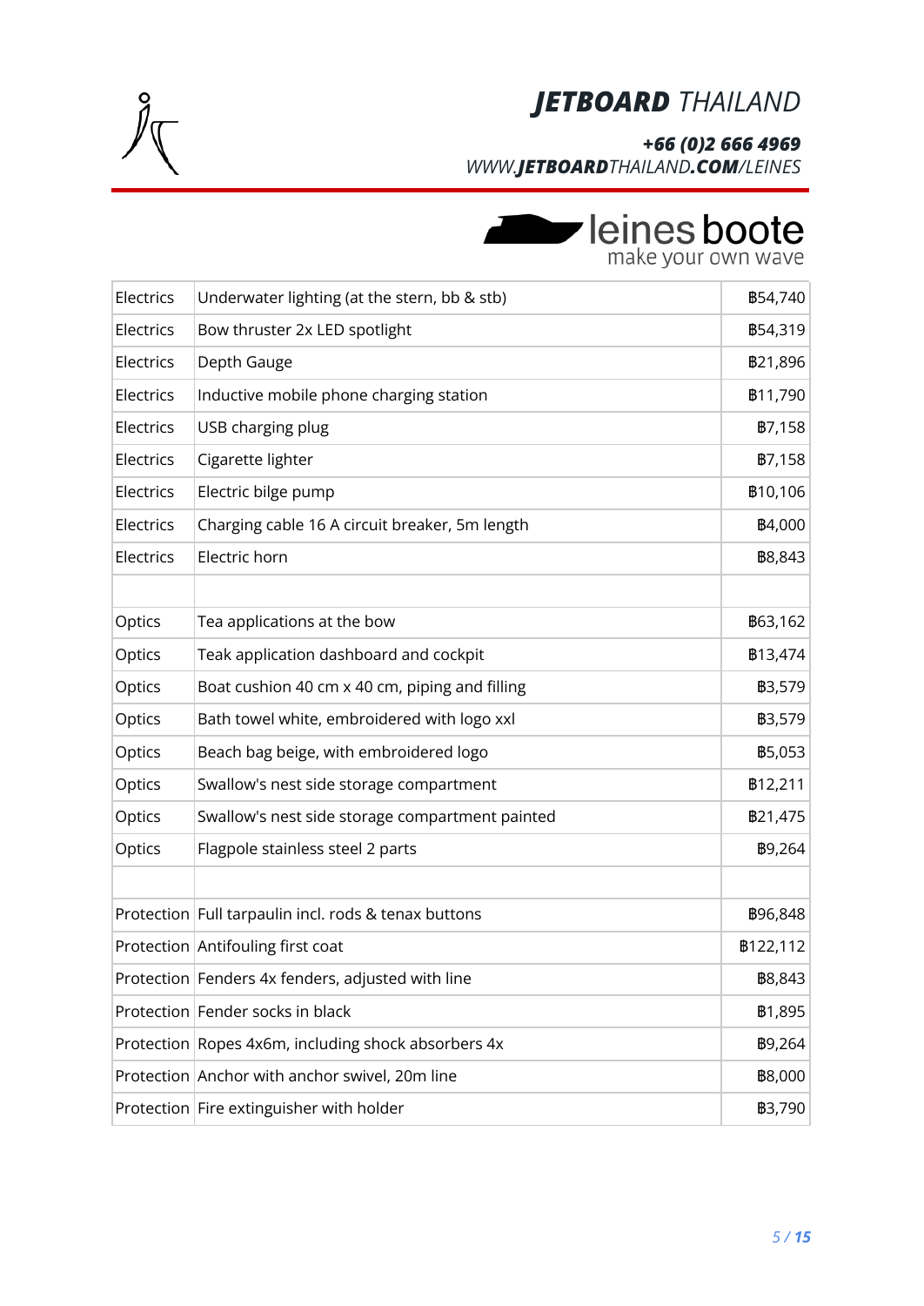| | | |
|---|---|---|
| Electrics | Underwater lighting (at the stern, bb & stb) | ฿54,740 |
| Electrics | Bow thruster 2x LED spotlight | ฿54,319 |
| Electrics | Depth Gauge | ฿21,896 |
| Electrics | Inductive mobile phone charging station | ฿11,790 |
| Electrics | USB charging plug | ฿7,158 |
| Electrics | Cigarette lighter | ฿7,158 |
| Electrics | Electric bilge pump | ฿10,106 |
| Electrics | Charging cable 16 A circuit breaker, 5m length | ฿4,000 |
| Electrics | Electric horn | ฿8,843 |
| | | |
| Optics | Tea applications at the bow | ฿63,162 |
| Optics | Teak application dashboard and cockpit | ฿13,474 |
| Optics | Boat cushion 40 cm x 40 cm, piping and filling | ฿3,579 |
| Optics | Bath towel white, embroidered with logo xxl | ฿3,579 |
| Optics | Beach bag beige, with embroidered logo | ฿5,053 |
| Optics | Swallow's nest side storage compartment | ฿12,211 |
| Optics | Swallow's nest side storage compartment painted | ฿21,475 |
| Optics | Flagpole stainless steel 2 parts | ฿9,264 |
| | | |
| Protection | Full tarpaulin incl. rods & tenax buttons | ฿96,848 |
| Protection | Antifouling first coat | ฿122,112 |
| Protection | Fenders 4x fenders, adjusted with line | ฿8,843 |
| Protection | Fender socks in black | ฿1,895 |
| Protection | Ropes 4x6m, including shock absorbers 4x | ฿9,264 |
| Protection | Anchor with anchor swivel, 20m line | ฿8,000 |
| Protection | Fire extinguisher with holder | ฿3,790 |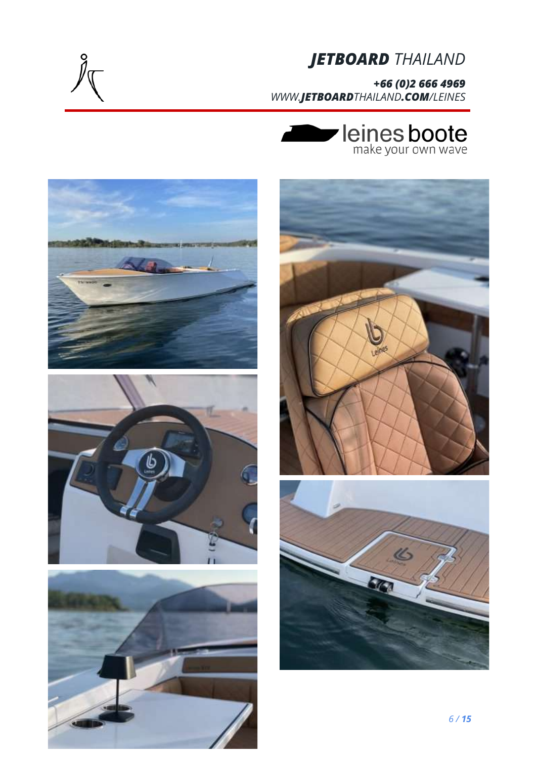leines boote

make your own wave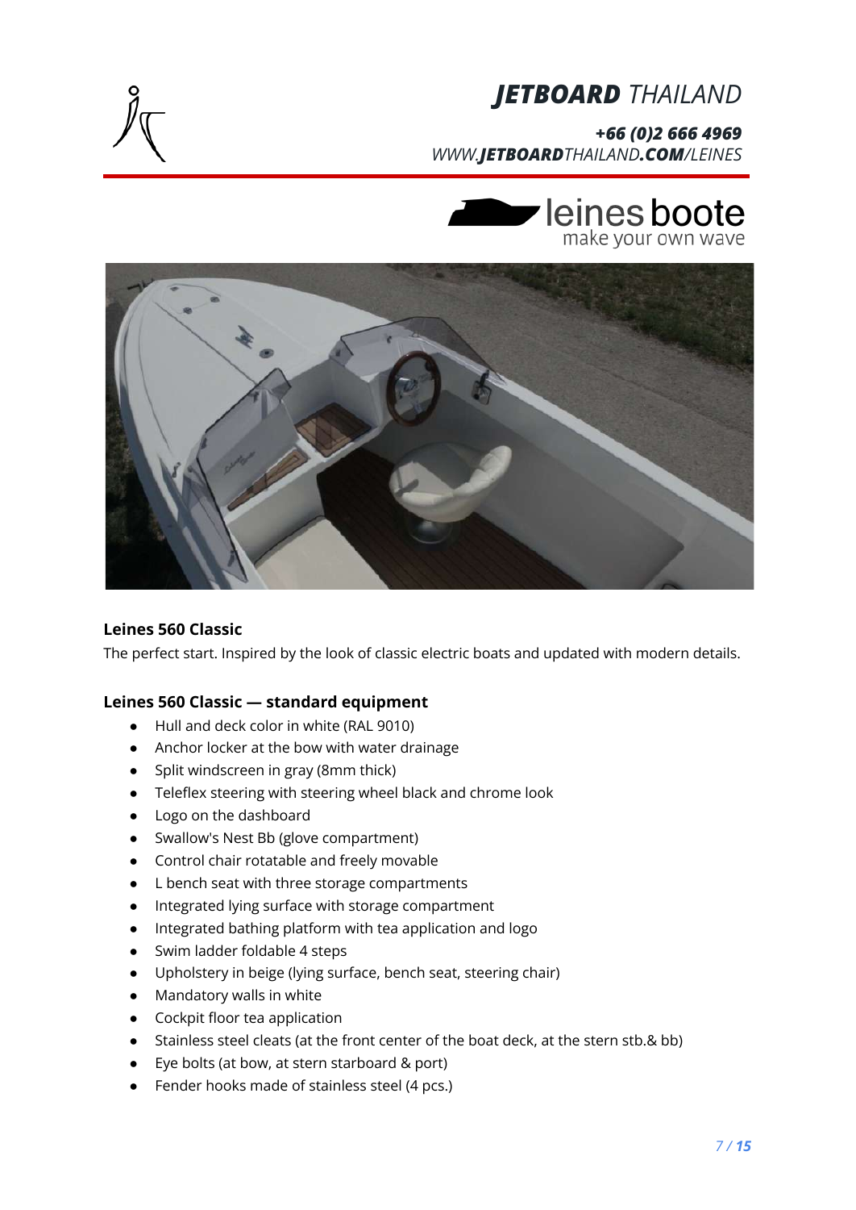## Leines 560 Classic

The perfect start. Inspired by the look of classic electric boats and updated with modern details.

### Leines 560 Classic — standard equipment

- Hull and deck color in white (RAL 9010)
- Anchor locker at the bow with water drainage
- Split windscreen in gray (8mm thick)
- Teleflex steering with steering wheel black and chrome look
- Logo on the dashboard
- Swallow's Nest Bb (glove compartment)
- Control chair rotatable and freely movable
- L bench seat with three storage compartments
- Integrated lying surface with storage compartment
- Integrated bathing platform with tea application and logo
- Swim ladder foldable 4 steps
- Upholstery in beige (lying surface, bench seat, steering chair)
- Mandatory walls in white
- Cockpit floor tea application
- Stainless steel cleats (at the front center of the boat deck, at the stern stb.& bb)
- Eye bolts (at bow, at stern starboard & port)
- Fender hooks made of stainless steel (4 pcs.)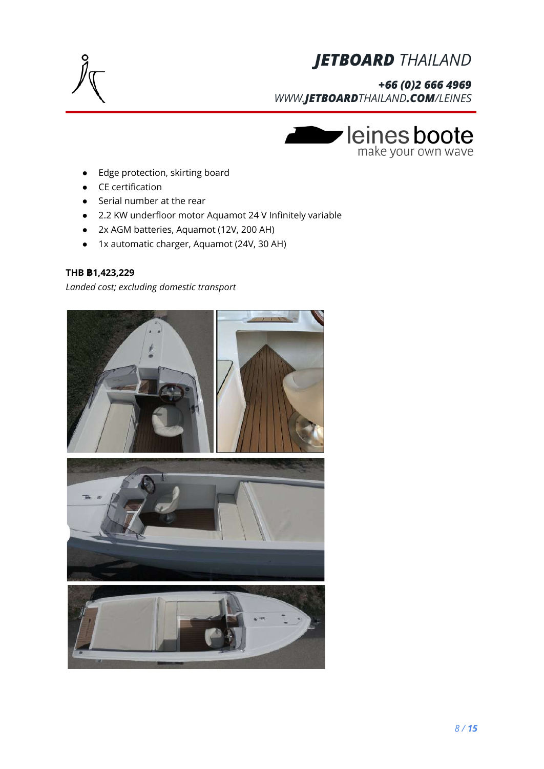- Edge protection, skirting board
- CE certification
- Serial number at the rear
- 2.2 KW underfloor motor Aquamot 24 V Infinitely variable
- 2x AGM batteries, Aquamot (12V, 200 AH)
- 1x automatic charger, Aquamot (24V, 30 AH)

**THB ฿1,423,229**

*Landed cost; excluding domestic transport*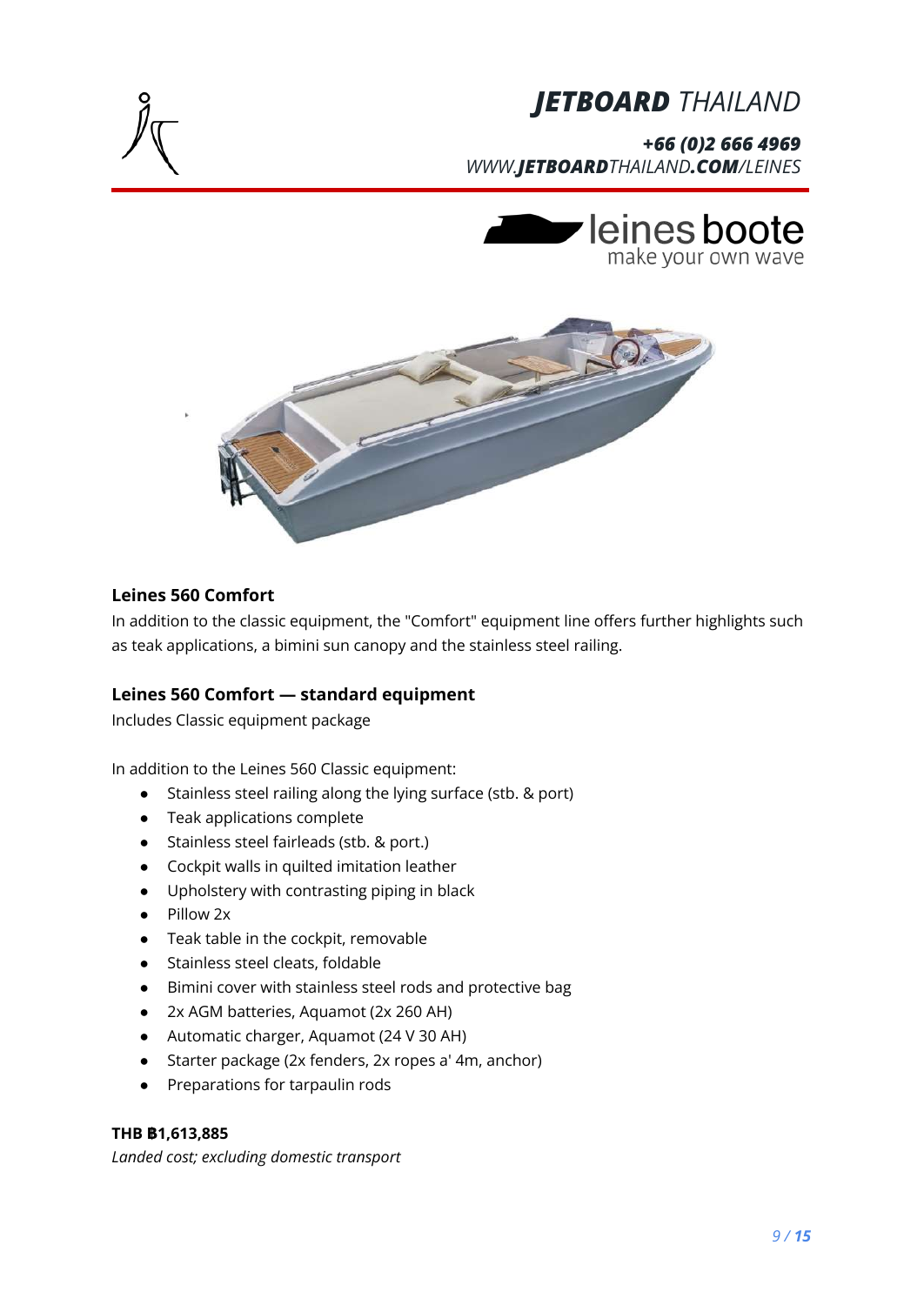## Leines 560 Comfort

In addition to the classic equipment, the "Comfort" equipment line offers further highlights such as teak applications, a bimini sun canopy and the stainless steel railing.

## Leines 560 Comfort — standard equipment

Includes Classic equipment package

In addition to the Leines 560 Classic equipment:

- Stainless steel railing along the lying surface (stb. & port)
- Teak applications complete
- Stainless steel fairleads (stb. & port.)
- Cockpit walls in quilted imitation leather
- Upholstery with contrasting piping in black
- Pillow 2x
- Teak table in the cockpit, removable
- Stainless steel cleats, foldable
- Bimini cover with stainless steel rods and protective bag
- 2x AGM batteries, Aquamot (2x 260 AH)
- Automatic charger, Aquamot (24 V 30 AH)
- Starter package (2x fenders, 2x ropes a' 4m, anchor)
- Preparations for tarpaulin rods

**THB ฿1,613,885**

*Landed cost; excluding domestic transport*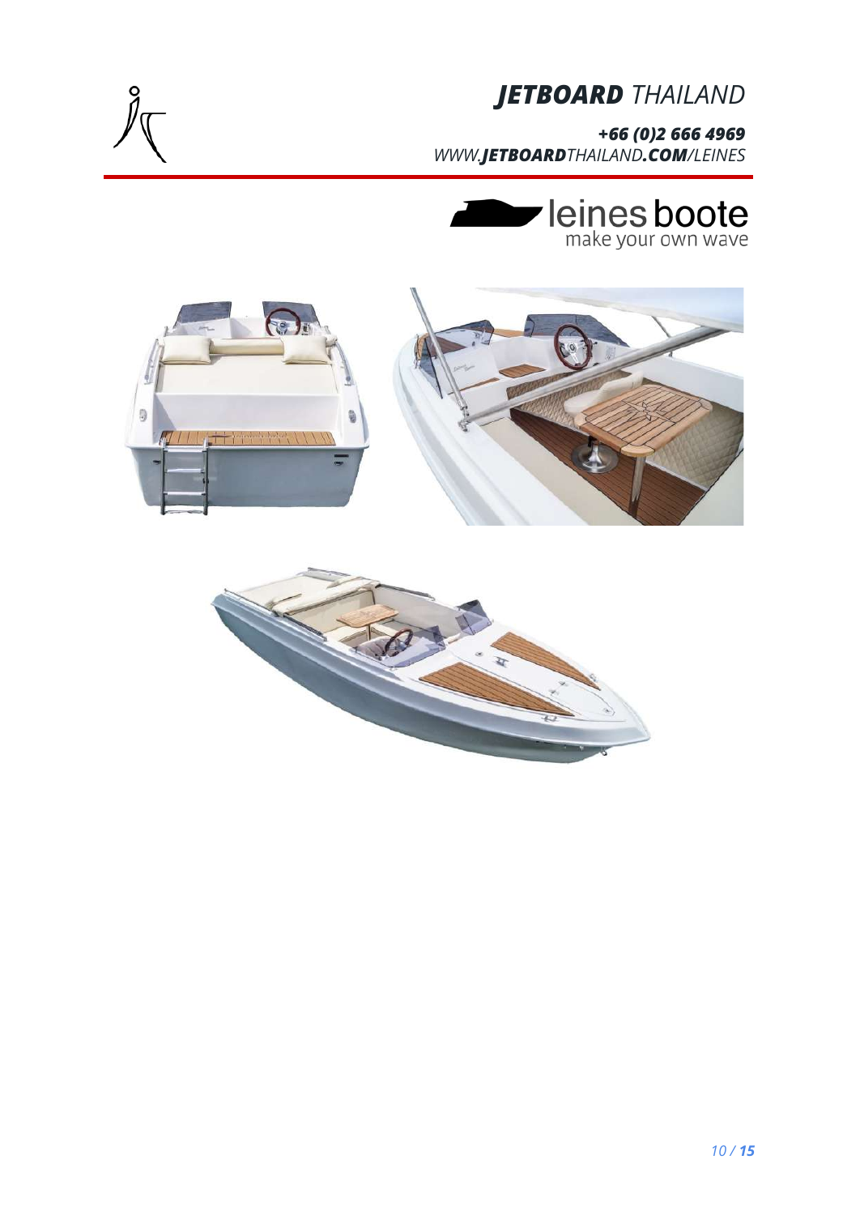leines boote

make your own wave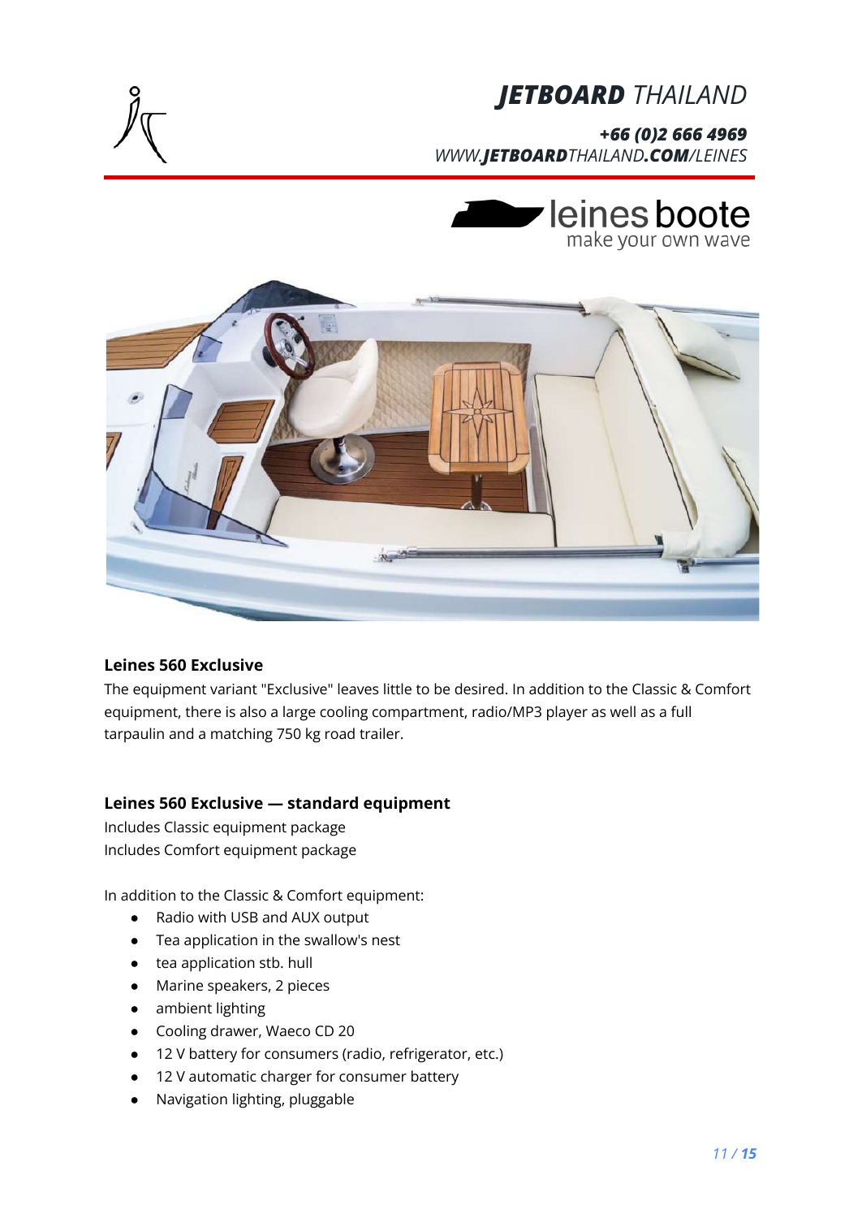## Leines 560 Exclusive

The equipment variant "Exclusive" leaves little to be desired. In addition to the Classic & Comfort equipment, there is also a large cooling compartment, radio/MP3 player as well as a full tarpaulin and a matching 750 kg road trailer.

## Leines 560 Exclusive — standard equipment

Includes Classic equipment package
Includes Comfort equipment package

In addition to the Classic & Comfort equipment:

- Radio with USB and AUX output
- Tea application in the swallow's nest
- tea application stb. hull
- Marine speakers, 2 pieces
- ambient lighting
- Cooling drawer, Waeco CD 20
- 12 V battery for consumers (radio, refrigerator, etc.)
- 12 V automatic charger for consumer battery
- Navigation lighting, pluggable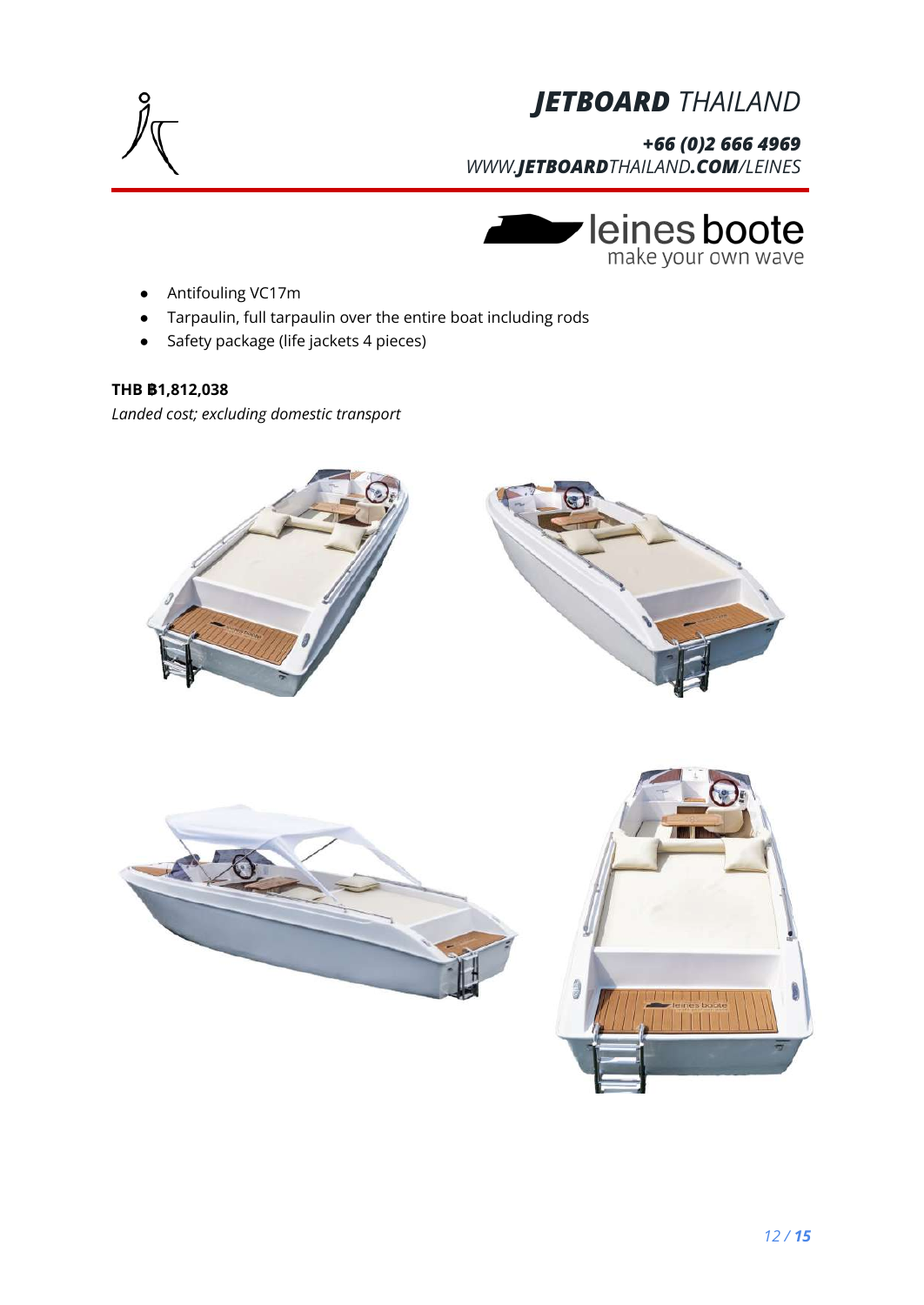- Antifouling VC17m
- Tarpaulin, full tarpaulin over the entire boat including rods
- Safety package (life jackets 4 pieces)

**THB ฿1,812,038**

*Landed cost; excluding domestic transport*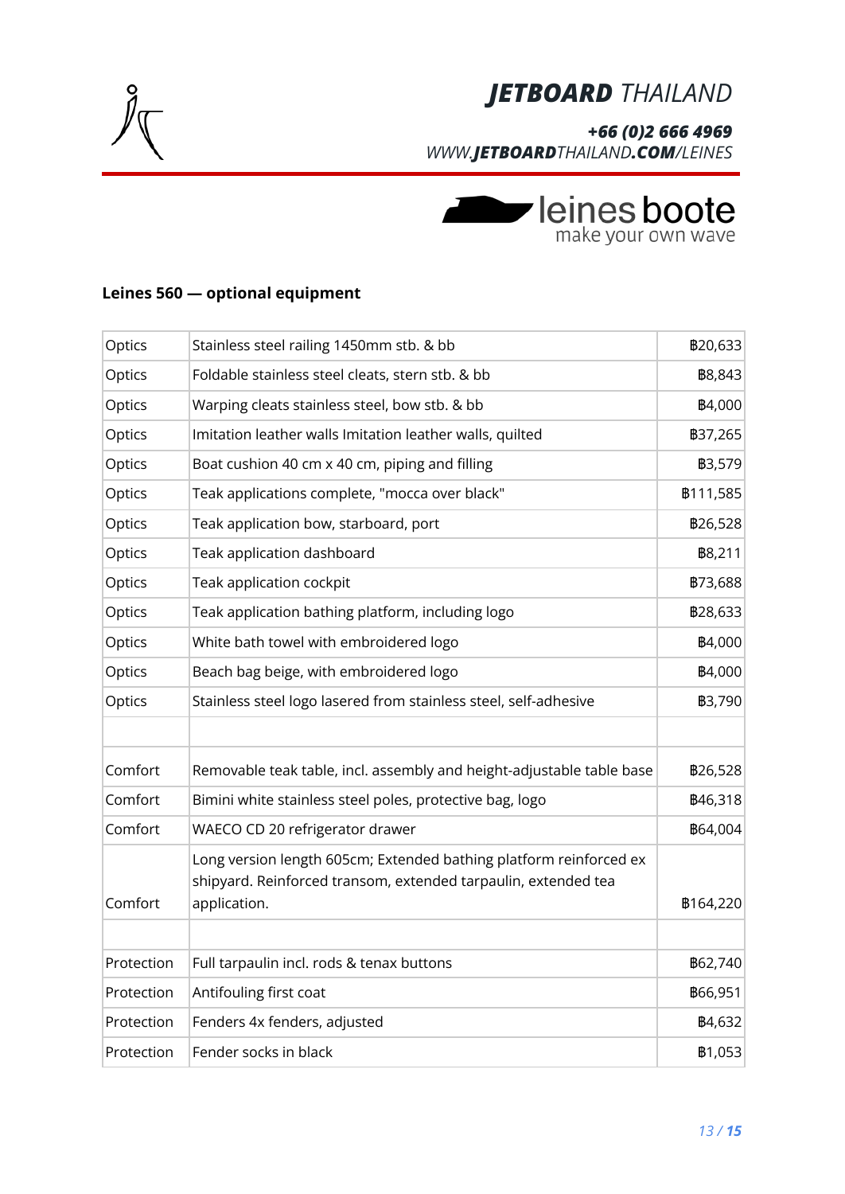# JETBOARD THAILAND

**+66 (0)2 666 4969**
WWW.**JETBOARD**THAILAND**.COM**/LEINES

leines boote
make your own wave

**Leines 560 — optional equipment**

| | | |
|---|---|---|
| Optics | Stainless steel railing 1450mm stb. & bb | ฿20,633 |
| Optics | Foldable stainless steel cleats, stern stb. & bb | ฿8,843 |
| Optics | Warping cleats stainless steel, bow stb. & bb | ฿4,000 |
| Optics | Imitation leather walls Imitation leather walls, quilted | ฿37,265 |
| Optics | Boat cushion 40 cm x 40 cm, piping and filling | ฿3,579 |
| Optics | Teak applications complete, "mocca over black" | ฿111,585 |
| Optics | Teak application bow, starboard, port | ฿26,528 |
| Optics | Teak application dashboard | ฿8,211 |
| Optics | Teak application cockpit | ฿73,688 |
| Optics | Teak application bathing platform, including logo | ฿28,633 |
| Optics | White bath towel with embroidered logo | ฿4,000 |
| Optics | Beach bag beige, with embroidered logo | ฿4,000 |
| Optics | Stainless steel logo lasered from stainless steel, self-adhesive | ฿3,790 |
| | | |
| Comfort | Removable teak table, incl. assembly and height-adjustable table base | ฿26,528 |
| Comfort | Bimini white stainless steel poles, protective bag, logo | ฿46,318 |
| Comfort | WAECO CD 20 refrigerator drawer | ฿64,004 |
| Comfort | Long version length 605cm; Extended bathing platform reinforced ex shipyard. Reinforced transom, extended tarpaulin, extended tea application. | ฿164,220 |
| | | |
| Protection | Full tarpaulin incl. rods & tenax buttons | ฿62,740 |
| Protection | Antifouling first coat | ฿66,951 |
| Protection | Fenders 4x fenders, adjusted | ฿4,632 |
| Protection | Fender socks in black | ฿1,053 |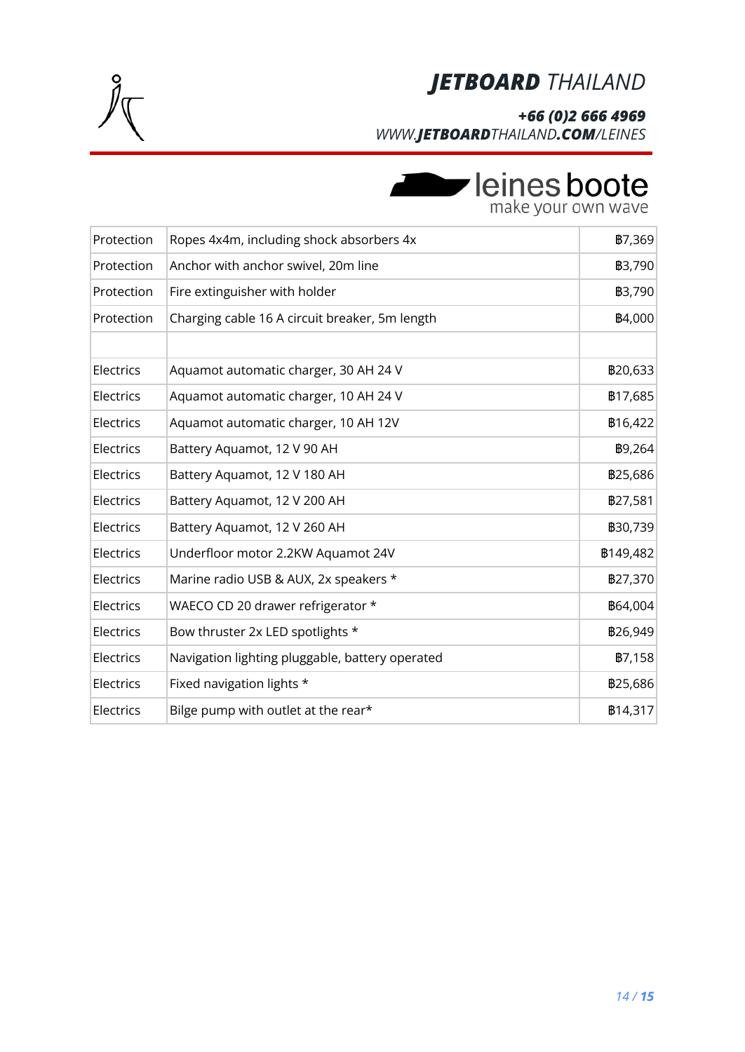| | | |
|---|---|---|
| Protection | Ropes 4x4m, including shock absorbers 4x | ฿7,369 |
| Protection | Anchor with anchor swivel, 20m line | ฿3,790 |
| Protection | Fire extinguisher with holder | ฿3,790 |
| Protection | Charging cable 16 A circuit breaker, 5m length | ฿4,000 |
| | | |
| Electrics | Aquamot automatic charger, 30 AH 24 V | ฿20,633 |
| Electrics | Aquamot automatic charger, 10 AH 24 V | ฿17,685 |
| Electrics | Aquamot automatic charger, 10 AH 12V | ฿16,422 |
| Electrics | Battery Aquamot, 12 V 90 AH | ฿9,264 |
| Electrics | Battery Aquamot, 12 V 180 AH | ฿25,686 |
| Electrics | Battery Aquamot, 12 V 200 AH | ฿27,581 |
| Electrics | Battery Aquamot, 12 V 260 AH | ฿30,739 |
| Electrics | Underfloor motor 2.2KW Aquamot 24V | ฿149,482 |
| Electrics | Marine radio USB & AUX, 2x speakers * | ฿27,370 |
| Electrics | WAECO CD 20 drawer refrigerator * | ฿64,004 |
| Electrics | Bow thruster 2x LED spotlights * | ฿26,949 |
| Electrics | Navigation lighting pluggable, battery operated | ฿7,158 |
| Electrics | Fixed navigation lights * | ฿25,686 |
| Electrics | Bilge pump with outlet at the rear* | ฿14,317 |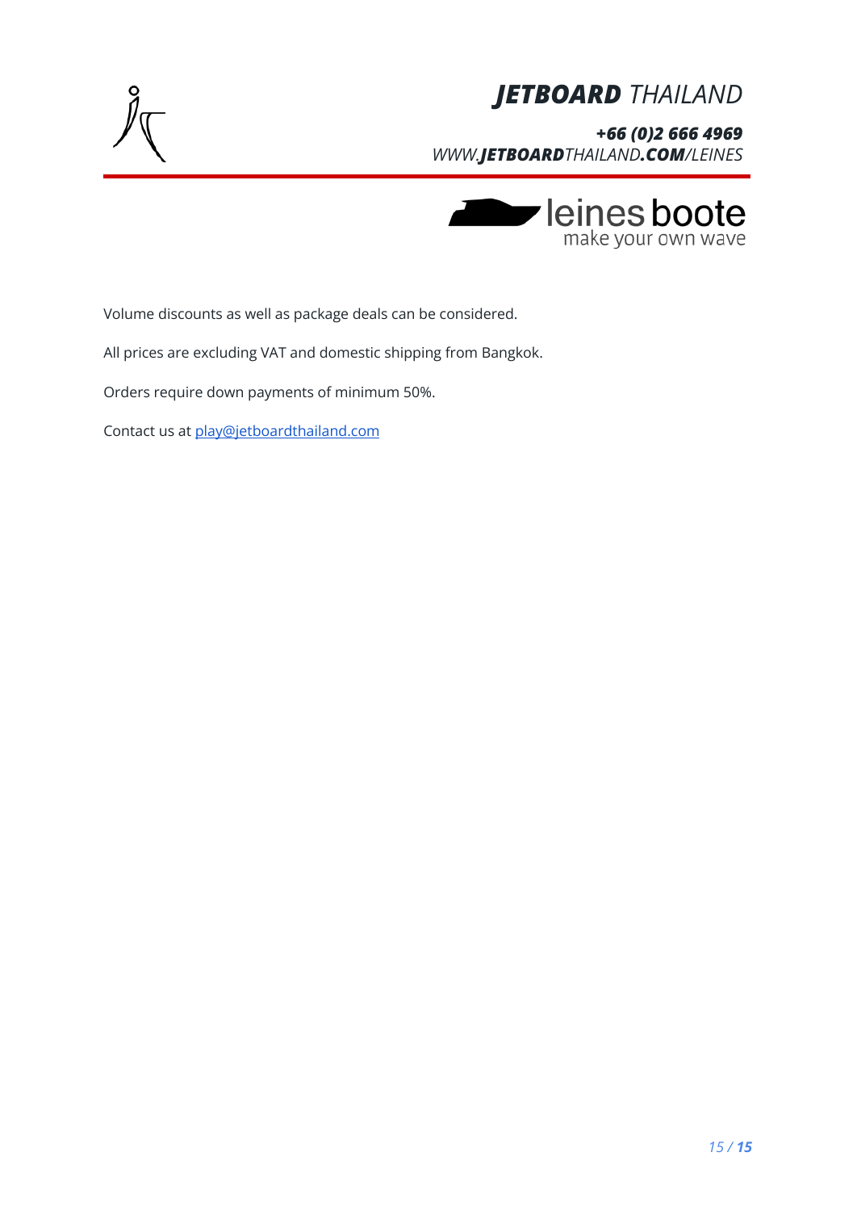Volume discounts as well as package deals can be considered.

All prices are excluding VAT and domestic shipping from Bangkok.

Orders require down payments of minimum 50%.

Contact us at [play@jetboardthailand.com](mailto:play@jetboardthailand.com)